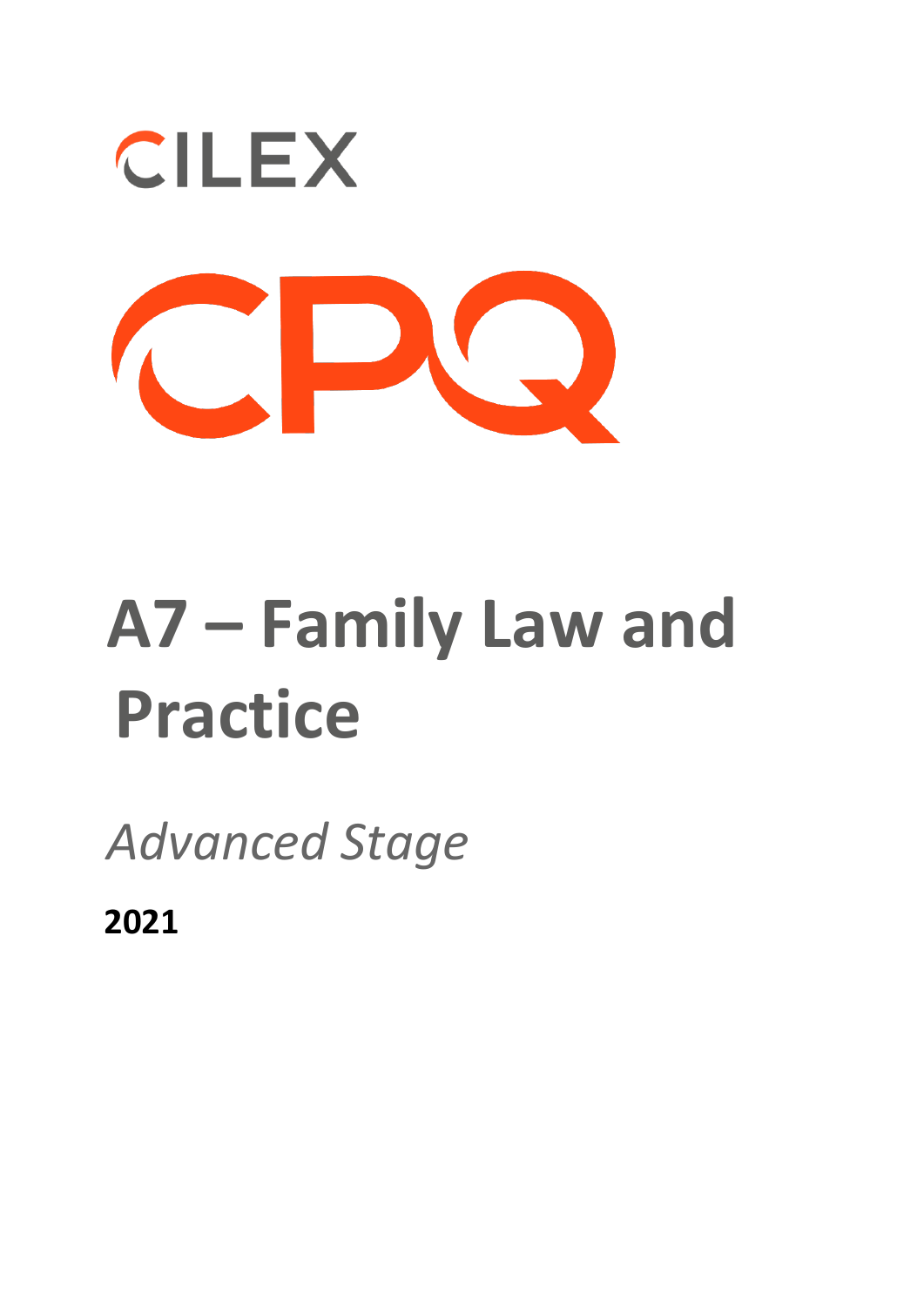CILEX

CPQ

# A7 – Family Law and Practice

*Advanced Stage*

**2021**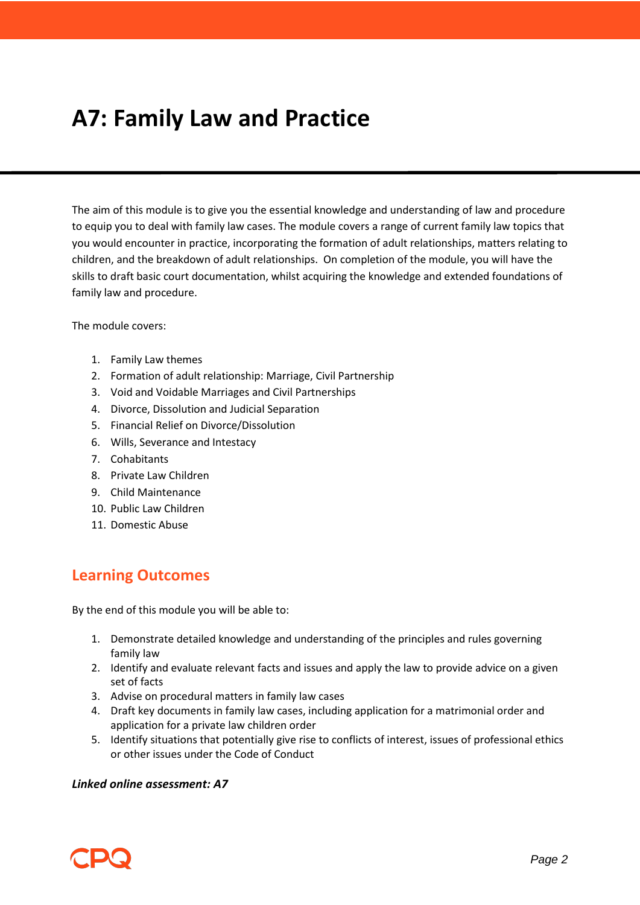# A7: Family Law and Practice

The aim of this module is to give you the essential knowledge and understanding of law and procedure to equip you to deal with family law cases. The module covers a range of current family law topics that you would encounter in practice, incorporating the formation of adult relationships, matters relating to children, and the breakdown of adult relationships. On completion of the module, you will have the skills to draft basic court documentation, whilst acquiring the knowledge and extended foundations of family law and procedure.

The module covers:

1. Family Law themes
2. Formation of adult relationship: Marriage, Civil Partnership
3. Void and Voidable Marriages and Civil Partnerships
4. Divorce, Dissolution and Judicial Separation
5. Financial Relief on Divorce/Dissolution
6. Wills, Severance and Intestacy
7. Cohabitants
8. Private Law Children
9. Child Maintenance
10. Public Law Children
11. Domestic Abuse

## Learning Outcomes

By the end of this module you will be able to:

1. Demonstrate detailed knowledge and understanding of the principles and rules governing family law
2. Identify and evaluate relevant facts and issues and apply the law to provide advice on a given set of facts
3. Advise on procedural matters in family law cases
4. Draft key documents in family law cases, including application for a matrimonial order and application for a private law children order
5. Identify situations that potentially give rise to conflicts of interest, issues of professional ethics or other issues under the Code of Conduct

***Linked online assessment: A7***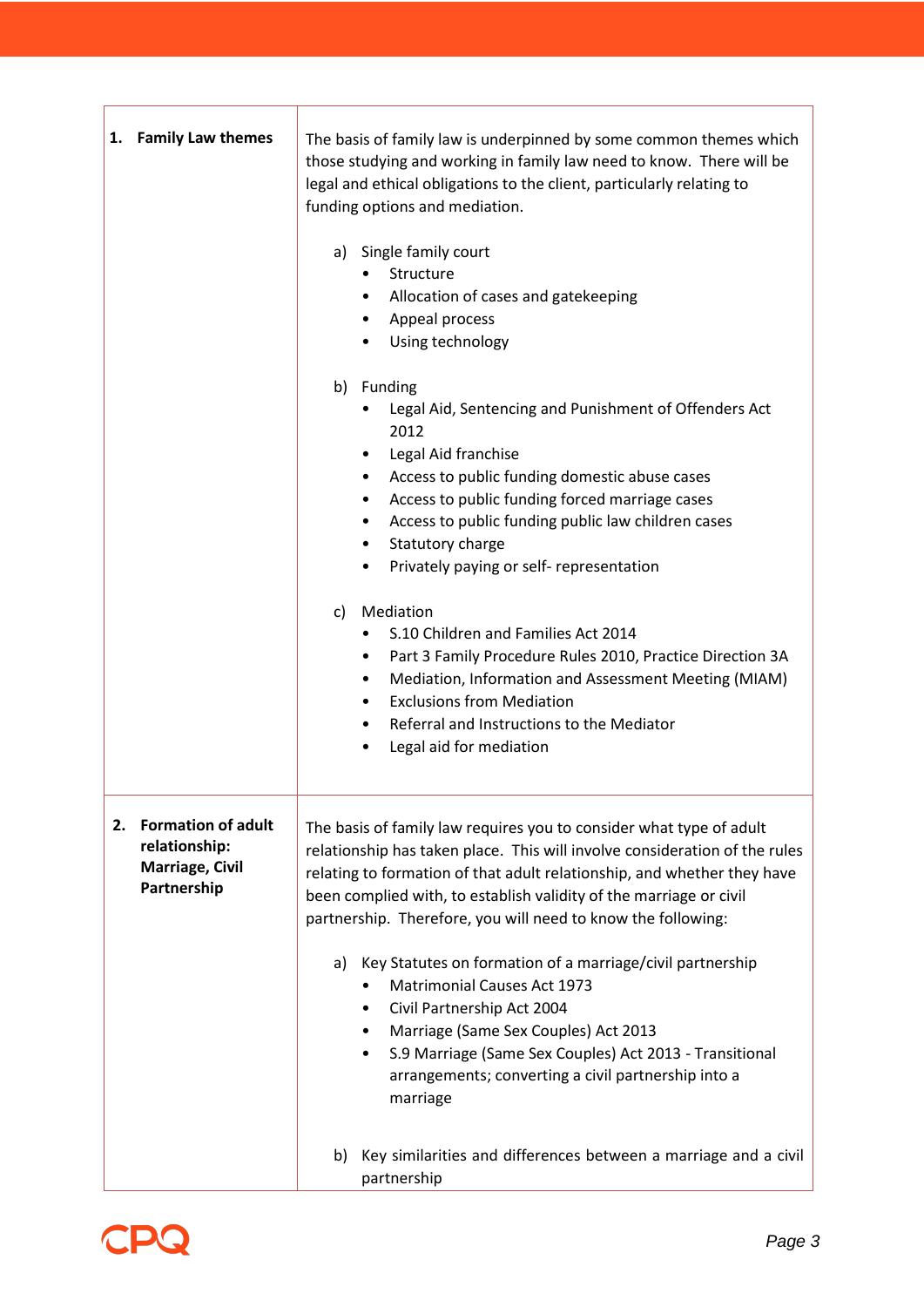| | |
|---|---|
| **1. Family Law themes** | The basis of family law is underpinned by some common themes which those studying and working in family law need to know. There will be legal and ethical obligations to the client, particularly relating to funding options and mediation.<br><br>a) Single family court<br>• Structure<br>• Allocation of cases and gatekeeping<br>• Appeal process<br>• Using technology<br><br>b) Funding<br>• Legal Aid, Sentencing and Punishment of Offenders Act 2012<br>• Legal Aid franchise<br>• Access to public funding domestic abuse cases<br>• Access to public funding forced marriage cases<br>• Access to public funding public law children cases<br>• Statutory charge<br>• Privately paying or self- representation<br><br>c) Mediation<br>• S.10 Children and Families Act 2014<br>• Part 3 Family Procedure Rules 2010, Practice Direction 3A<br>• Mediation, Information and Assessment Meeting (MIAM)<br>• Exclusions from Mediation<br>• Referral and Instructions to the Mediator<br>• Legal aid for mediation |
| **2. Formation of adult relationship: Marriage, Civil Partnership** | The basis of family law requires you to consider what type of adult relationship has taken place. This will involve consideration of the rules relating to formation of that adult relationship, and whether they have been complied with, to establish validity of the marriage or civil partnership. Therefore, you will need to know the following:<br><br>a) Key Statutes on formation of a marriage/civil partnership<br>• Matrimonial Causes Act 1973<br>• Civil Partnership Act 2004<br>• Marriage (Same Sex Couples) Act 2013<br>• S.9 Marriage (Same Sex Couples) Act 2013 - Transitional arrangements; converting a civil partnership into a marriage<br><br>b) Key similarities and differences between a marriage and a civil partnership |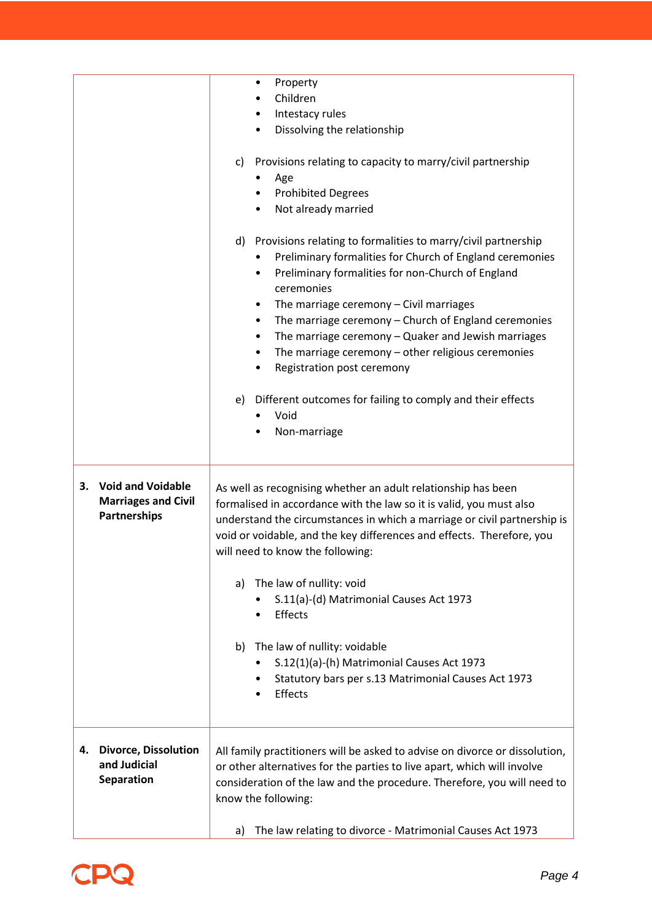| | |
|---|---|
| | • Property<br>• Children<br>• Intestacy rules<br>• Dissolving the relationship<br><br>c) Provisions relating to capacity to marry/civil partnership<br>• Age<br>• Prohibited Degrees<br>• Not already married<br><br>d) Provisions relating to formalities to marry/civil partnership<br>• Preliminary formalities for Church of England ceremonies<br>• Preliminary formalities for non-Church of England ceremonies<br>• The marriage ceremony – Civil marriages<br>• The marriage ceremony – Church of England ceremonies<br>• The marriage ceremony – Quaker and Jewish marriages<br>• The marriage ceremony – other religious ceremonies<br>• Registration post ceremony<br><br>e) Different outcomes for failing to comply and their effects<br>• Void<br>• Non-marriage |
| **3. Void and Voidable Marriages and Civil Partnerships** | As well as recognising whether an adult relationship has been formalised in accordance with the law so it is valid, you must also understand the circumstances in which a marriage or civil partnership is void or voidable, and the key differences and effects. Therefore, you will need to know the following:<br><br>a) The law of nullity: void<br>• S.11(a)-(d) Matrimonial Causes Act 1973<br>• Effects<br><br>b) The law of nullity: voidable<br>• S.12(1)(a)-(h) Matrimonial Causes Act 1973<br>• Statutory bars per s.13 Matrimonial Causes Act 1973<br>• Effects |
| **4. Divorce, Dissolution and Judicial Separation** | All family practitioners will be asked to advise on divorce or dissolution, or other alternatives for the parties to live apart, which will involve consideration of the law and the procedure. Therefore, you will need to know the following:<br><br>a) The law relating to divorce - Matrimonial Causes Act 1973 |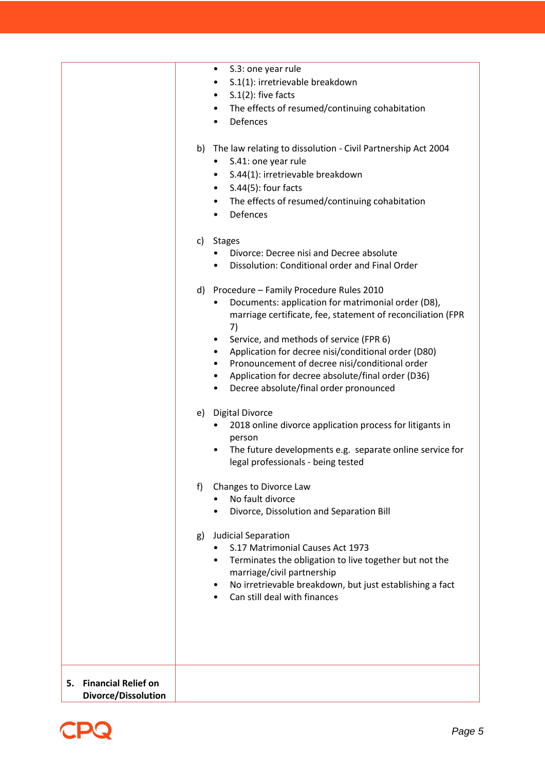| | |
|---|---|
| | • S.3: one year rule<br>• S.1(1): irretrievable breakdown<br>• S.1(2): five facts<br>• The effects of resumed/continuing cohabitation<br>• Defences<br><br>b) The law relating to dissolution - Civil Partnership Act 2004<br>• S.41: one year rule<br>• S.44(1): irretrievable breakdown<br>• S.44(5): four facts<br>• The effects of resumed/continuing cohabitation<br>• Defences<br><br>c) Stages<br>• Divorce: Decree nisi and Decree absolute<br>• Dissolution: Conditional order and Final Order<br><br>d) Procedure – Family Procedure Rules 2010<br>• Documents: application for matrimonial order (D8), marriage certificate, fee, statement of reconciliation (FPR 7)<br>• Service, and methods of service (FPR 6)<br>• Application for decree nisi/conditional order (D80)<br>• Pronouncement of decree nisi/conditional order<br>• Application for decree absolute/final order (D36)<br>• Decree absolute/final order pronounced<br><br>e) Digital Divorce<br>• 2018 online divorce application process for litigants in person<br>• The future developments e.g. separate online service for legal professionals - being tested<br><br>f) Changes to Divorce Law<br>• No fault divorce<br>• Divorce, Dissolution and Separation Bill<br><br>g) Judicial Separation<br>• S.17 Matrimonial Causes Act 1973<br>• Terminates the obligation to live together but not the marriage/civil partnership<br>• No irretrievable breakdown, but just establishing a fact<br>• Can still deal with finances |
| **5. Financial Relief on Divorce/Dissolution** | |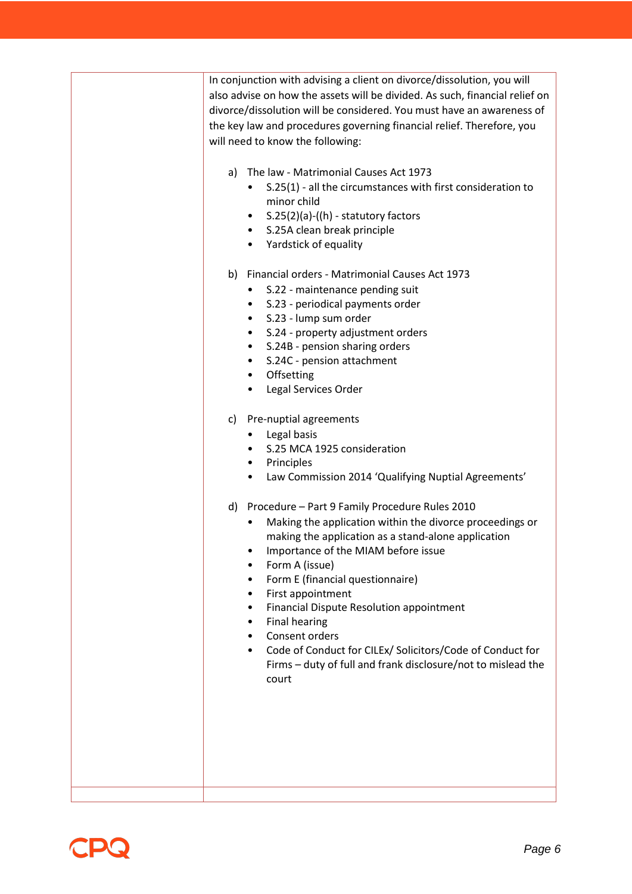| | In conjunction with advising a client on divorce/dissolution, you will also advise on how the assets will be divided. As such, financial relief on divorce/dissolution will be considered. You must have an awareness of the key law and procedures governing financial relief. Therefore, you will need to know the following:<br><br>a) The law - Matrimonial Causes Act 1973<br>• S.25(1) - all the circumstances with first consideration to minor child<br>• S.25(2)(a)-((h) - statutory factors<br>• S.25A clean break principle<br>• Yardstick of equality<br><br>b) Financial orders - Matrimonial Causes Act 1973<br>• S.22 - maintenance pending suit<br>• S.23 - periodical payments order<br>• S.23 - lump sum order<br>• S.24 - property adjustment orders<br>• S.24B - pension sharing orders<br>• S.24C - pension attachment<br>• Offsetting<br>• Legal Services Order<br><br>c) Pre-nuptial agreements<br>• Legal basis<br>• S.25 MCA 1925 consideration<br>• Principles<br>• Law Commission 2014 'Qualifying Nuptial Agreements'<br><br>d) Procedure – Part 9 Family Procedure Rules 2010<br>• Making the application within the divorce proceedings or making the application as a stand-alone application<br>• Importance of the MIAM before issue<br>• Form A (issue)<br>• Form E (financial questionnaire)<br>• First appointment<br>• Financial Dispute Resolution appointment<br>• Final hearing<br>• Consent orders<br>• Code of Conduct for CILEx/ Solicitors/Code of Conduct for Firms – duty of full and frank disclosure/not to mislead the court |
|---|---|
| | |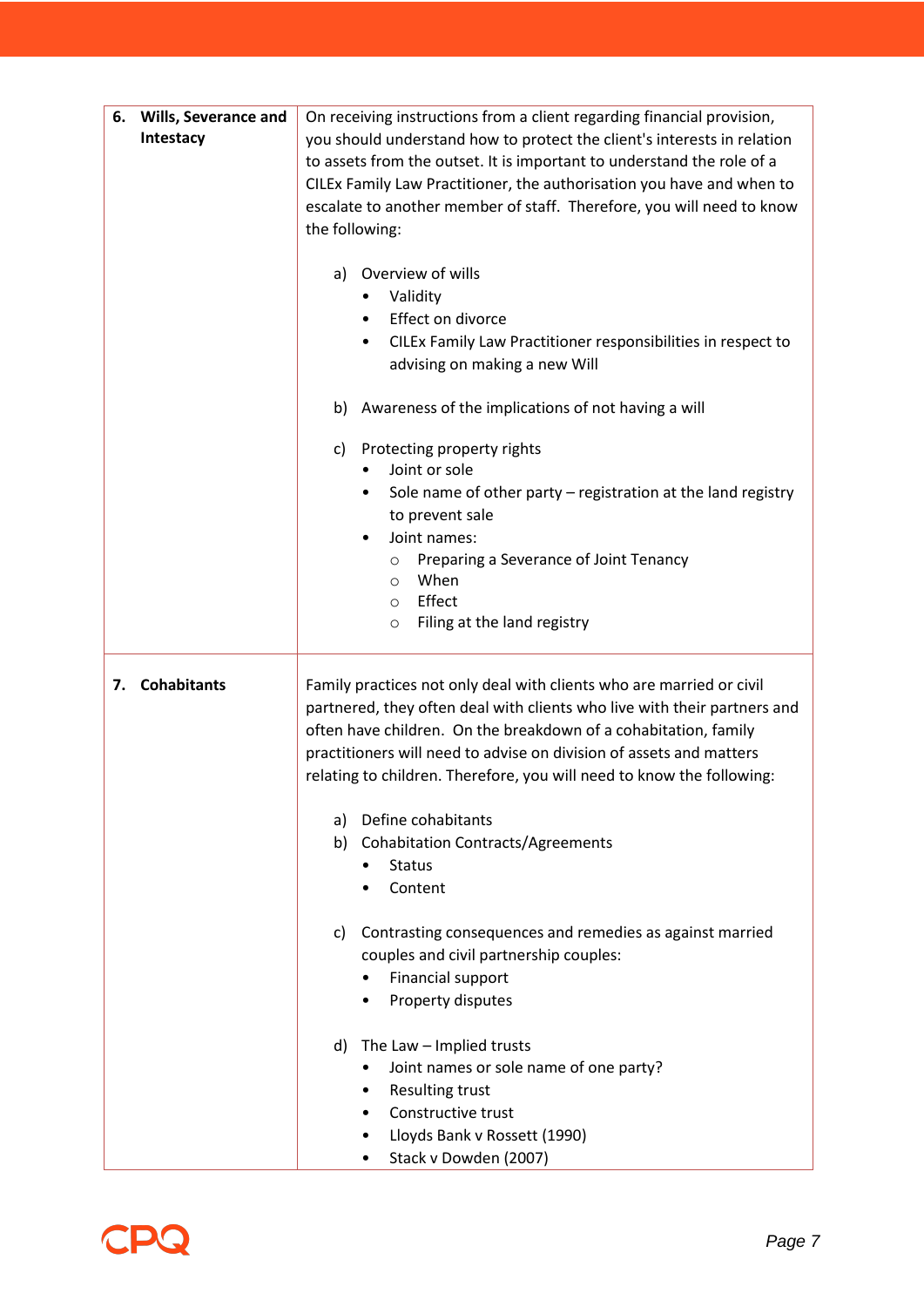| | |
|---|---|
| **6. Wills, Severance and Intestacy** | On receiving instructions from a client regarding financial provision, you should understand how to protect the client's interests in relation to assets from the outset. It is important to understand the role of a CILEx Family Law Practitioner, the authorisation you have and when to escalate to another member of staff. Therefore, you will need to know the following:<br><br>a) Overview of wills<br>• Validity<br>• Effect on divorce<br>• CILEx Family Law Practitioner responsibilities in respect to advising on making a new Will<br><br>b) Awareness of the implications of not having a will<br><br>c) Protecting property rights<br>• Joint or sole<br>• Sole name of other party – registration at the land registry to prevent sale<br>• Joint names:<br>○ Preparing a Severance of Joint Tenancy<br>○ When<br>○ Effect<br>○ Filing at the land registry |
| **7. Cohabitants** | Family practices not only deal with clients who are married or civil partnered, they often deal with clients who live with their partners and often have children. On the breakdown of a cohabitation, family practitioners will need to advise on division of assets and matters relating to children. Therefore, you will need to know the following:<br><br>a) Define cohabitants<br>b) Cohabitation Contracts/Agreements<br>• Status<br>• Content<br><br>c) Contrasting consequences and remedies as against married couples and civil partnership couples:<br>• Financial support<br>• Property disputes<br><br>d) The Law – Implied trusts<br>• Joint names or sole name of one party?<br>• Resulting trust<br>• Constructive trust<br>• Lloyds Bank v Rossett (1990)<br>• Stack v Dowden (2007) |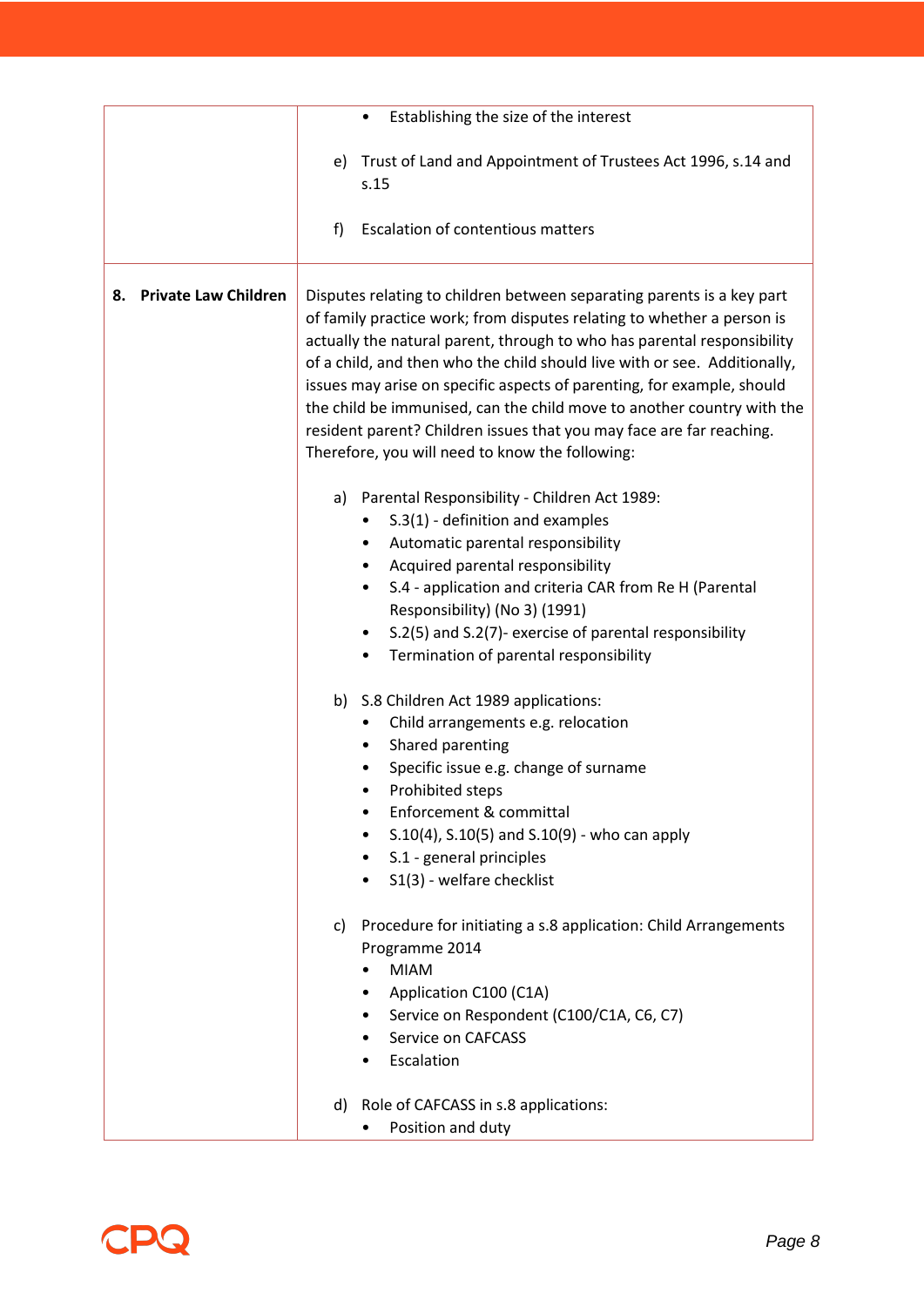| | |
|---|---|
| | • Establishing the size of the interest<br><br>e) Trust of Land and Appointment of Trustees Act 1996, s.14 and s.15<br><br>f) Escalation of contentious matters |
| **8. Private Law Children** | Disputes relating to children between separating parents is a key part of family practice work; from disputes relating to whether a person is actually the natural parent, through to who has parental responsibility of a child, and then who the child should live with or see. Additionally, issues may arise on specific aspects of parenting, for example, should the child be immunised, can the child move to another country with the resident parent? Children issues that you may face are far reaching. Therefore, you will need to know the following:<br><br>a) Parental Responsibility - Children Act 1989:<br>• S.3(1) - definition and examples<br>• Automatic parental responsibility<br>• Acquired parental responsibility<br>• S.4 - application and criteria CAR from Re H (Parental Responsibility) (No 3) (1991)<br>• S.2(5) and S.2(7)- exercise of parental responsibility<br>• Termination of parental responsibility<br><br>b) S.8 Children Act 1989 applications:<br>• Child arrangements e.g. relocation<br>• Shared parenting<br>• Specific issue e.g. change of surname<br>• Prohibited steps<br>• Enforcement & committal<br>• S.10(4), S.10(5) and S.10(9) - who can apply<br>• S.1 - general principles<br>• S1(3) - welfare checklist<br><br>c) Procedure for initiating a s.8 application: Child Arrangements Programme 2014<br>• MIAM<br>• Application C100 (C1A)<br>• Service on Respondent (C100/C1A, C6, C7)<br>• Service on CAFCASS<br>• Escalation<br><br>d) Role of CAFCASS in s.8 applications:<br>• Position and duty |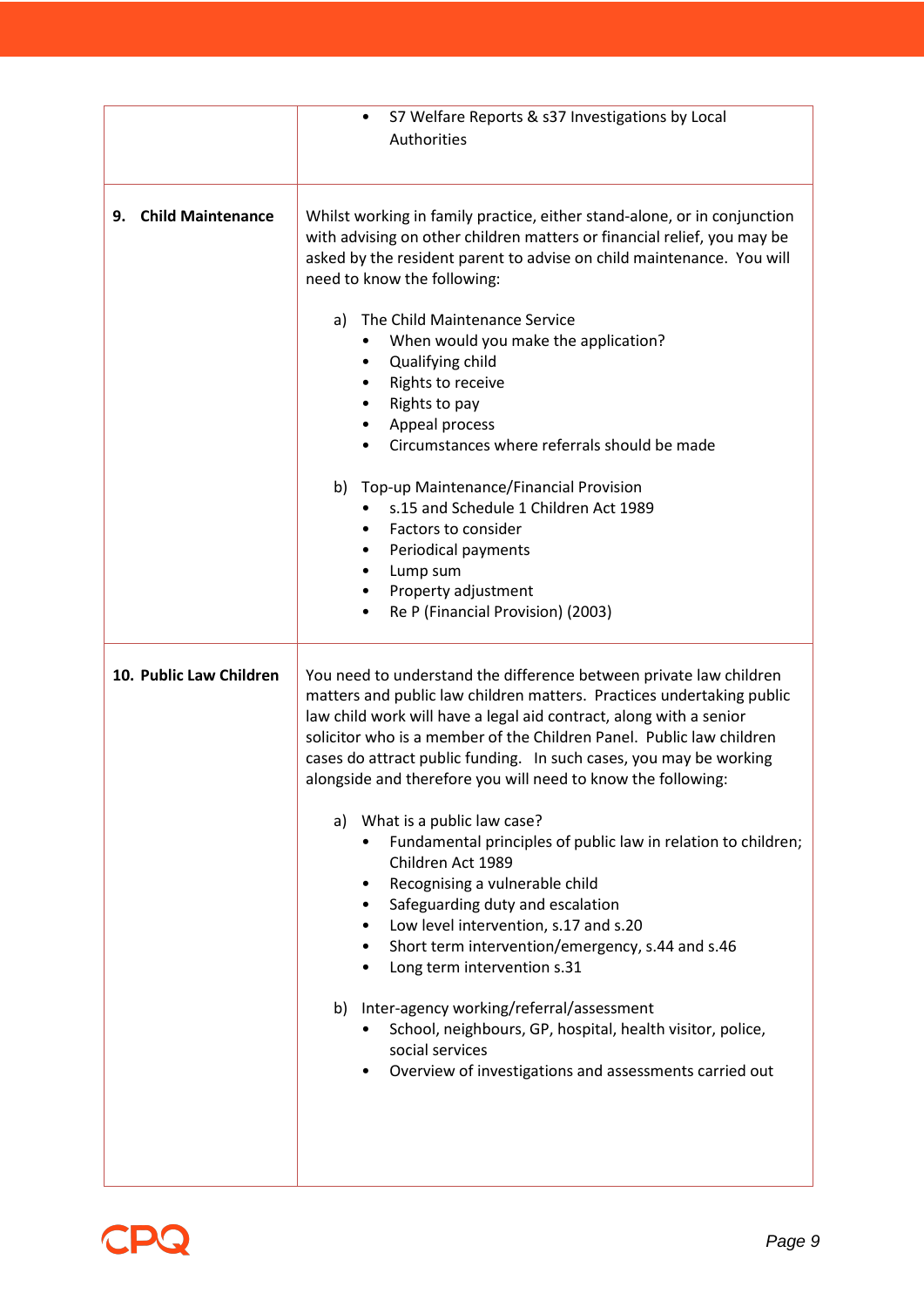| | |
|---|---|
| | • S7 Welfare Reports & s37 Investigations by Local Authorities |
| **9. Child Maintenance** | Whilst working in family practice, either stand-alone, or in conjunction with advising on other children matters or financial relief, you may be asked by the resident parent to advise on child maintenance. You will need to know the following:<br><br>a) The Child Maintenance Service<br>• When would you make the application?<br>• Qualifying child<br>• Rights to receive<br>• Rights to pay<br>• Appeal process<br>• Circumstances where referrals should be made<br><br>b) Top-up Maintenance/Financial Provision<br>• s.15 and Schedule 1 Children Act 1989<br>• Factors to consider<br>• Periodical payments<br>• Lump sum<br>• Property adjustment<br>• Re P (Financial Provision) (2003) |
| **10. Public Law Children** | You need to understand the difference between private law children matters and public law children matters. Practices undertaking public law child work will have a legal aid contract, along with a senior solicitor who is a member of the Children Panel. Public law children cases do attract public funding. In such cases, you may be working alongside and therefore you will need to know the following:<br><br>a) What is a public law case?<br>• Fundamental principles of public law in relation to children; Children Act 1989<br>• Recognising a vulnerable child<br>• Safeguarding duty and escalation<br>• Low level intervention, s.17 and s.20<br>• Short term intervention/emergency, s.44 and s.46<br>• Long term intervention s.31<br><br>b) Inter-agency working/referral/assessment<br>• School, neighbours, GP, hospital, health visitor, police, social services<br>• Overview of investigations and assessments carried out |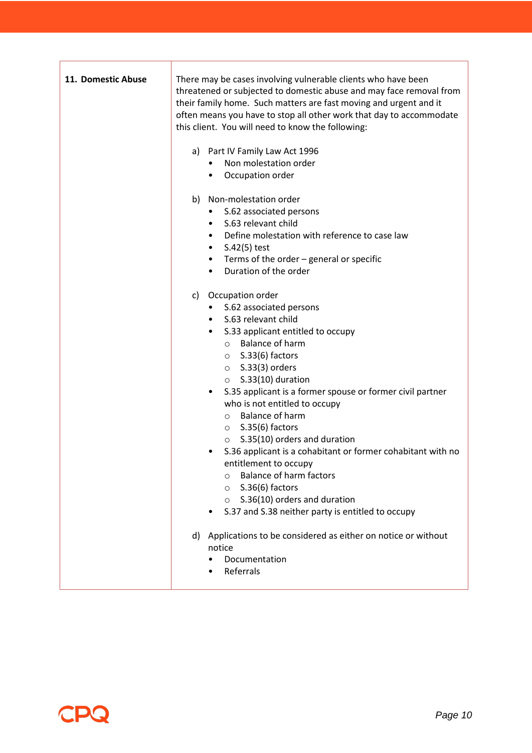| | |
|---|---|
| **11. Domestic Abuse** | There may be cases involving vulnerable clients who have been threatened or subjected to domestic abuse and may face removal from their family home. Such matters are fast moving and urgent and it often means you have to stop all other work that day to accommodate this client. You will need to know the following:<br><br>a) Part IV Family Law Act 1996<br>• Non molestation order<br>• Occupation order<br><br>b) Non-molestation order<br>• S.62 associated persons<br>• S.63 relevant child<br>• Define molestation with reference to case law<br>• S.42(5) test<br>• Terms of the order – general or specific<br>• Duration of the order<br><br>c) Occupation order<br>• S.62 associated persons<br>• S.63 relevant child<br>• S.33 applicant entitled to occupy<br>&nbsp;&nbsp;&nbsp;&nbsp;○ Balance of harm<br>&nbsp;&nbsp;&nbsp;&nbsp;○ S.33(6) factors<br>&nbsp;&nbsp;&nbsp;&nbsp;○ S.33(3) orders<br>&nbsp;&nbsp;&nbsp;&nbsp;○ S.33(10) duration<br>• S.35 applicant is a former spouse or former civil partner who is not entitled to occupy<br>&nbsp;&nbsp;&nbsp;&nbsp;○ Balance of harm<br>&nbsp;&nbsp;&nbsp;&nbsp;○ S.35(6) factors<br>&nbsp;&nbsp;&nbsp;&nbsp;○ S.35(10) orders and duration<br>• S.36 applicant is a cohabitant or former cohabitant with no entitlement to occupy<br>&nbsp;&nbsp;&nbsp;&nbsp;○ Balance of harm factors<br>&nbsp;&nbsp;&nbsp;&nbsp;○ S.36(6) factors<br>&nbsp;&nbsp;&nbsp;&nbsp;○ S.36(10) orders and duration<br>• S.37 and S.38 neither party is entitled to occupy<br><br>d) Applications to be considered as either on notice or without notice<br>• Documentation<br>• Referrals |